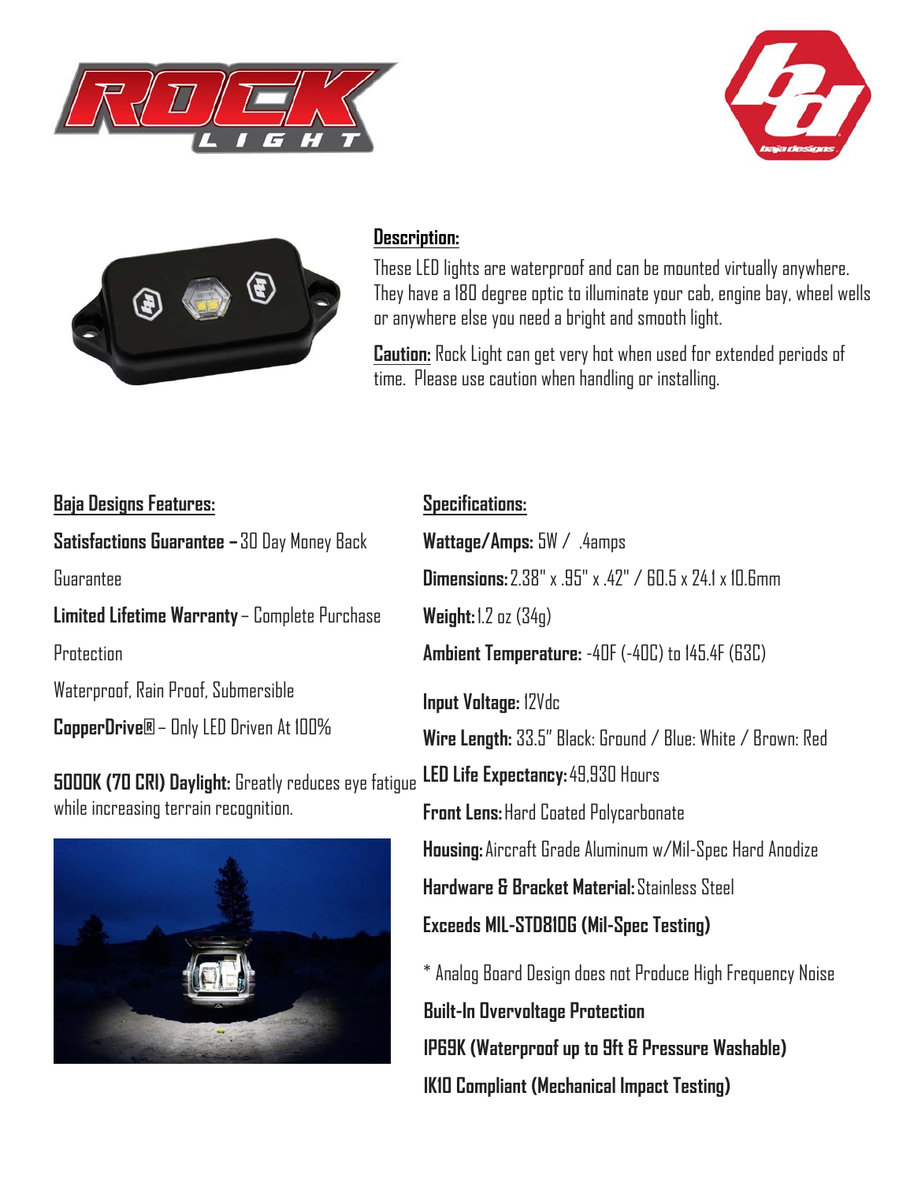# ROCK LIGHT

## Description:

These LED lights are waterproof and can be mounted virtually anywhere. They have a 180 degree optic to illuminate your cab, engine bay, wheel wells or anywhere else you need a bright and smooth light.

**Caution:** Rock Light can get very hot when used for extended periods of time. Please use caution when handling or installing.

## Baja Designs Features:

**Satisfactions Guarantee –** 30 Day Money Back Guarantee

**Limited Lifetime Warranty** – Complete Purchase Protection

Waterproof, Rain Proof, Submersible

**CopperDrive®** – Only LED Driven At 100%

**5000K (70 CRI) Daylight:** Greatly reduces eye fatigue while increasing terrain recognition.

## Specifications:

**Wattage/Amps:** 5W / .4amps

**Dimensions:** 2.38" x .95" x .42" / 60.5 x 24.1 x 10.6mm

**Weight:** 1.2 oz (34g)

**Ambient Temperature:** -40F (-40C) to 145.4F (63C)

**Input Voltage:** 12Vdc

**Wire Length:** 33.5" Black: Ground / Blue: White / Brown: Red

**LED Life Expectancy:** 49,930 Hours

**Front Lens:** Hard Coated Polycarbonate

**Housing:** Aircraft Grade Aluminum w/Mil-Spec Hard Anodize

**Hardware & Bracket Material:** Stainless Steel

**Exceeds MIL-STD810G (Mil-Spec Testing)**

* Analog Board Design does not Produce High Frequency Noise

**Built-In Overvoltage Protection**

**IP69K (Waterproof up to 9ft & Pressure Washable)**

**IK10 Compliant (Mechanical Impact Testing)**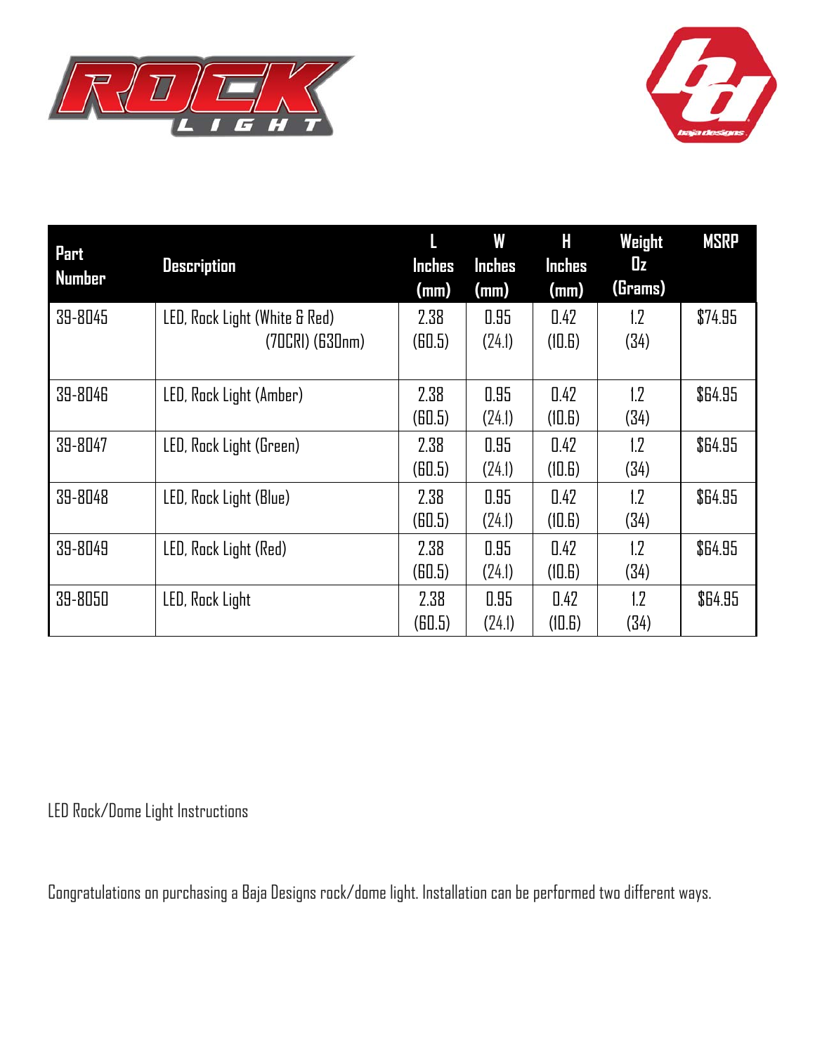| Part Number | Description | L Inches (mm) | W Inches (mm) | H Inches (mm) | Weight Oz (Grams) | MSRP |
|---|---|---|---|---|---|---|
| 39-8045 | LED, Rock Light (White & Red) (70CRI) (630nm) | 2.38 (60.5) | 0.95 (24.1) | 0.42 (10.6) | 1.2 (34) | $74.95 |
| 39-8046 | LED, Rock Light (Amber) | 2.38 (60.5) | 0.95 (24.1) | 0.42 (10.6) | 1.2 (34) | $64.95 |
| 39-8047 | LED, Rock Light (Green) | 2.38 (60.5) | 0.95 (24.1) | 0.42 (10.6) | 1.2 (34) | $64.95 |
| 39-8048 | LED, Rock Light (Blue) | 2.38 (60.5) | 0.95 (24.1) | 0.42 (10.6) | 1.2 (34) | $64.95 |
| 39-8049 | LED, Rock Light (Red) | 2.38 (60.5) | 0.95 (24.1) | 0.42 (10.6) | 1.2 (34) | $64.95 |
| 39-8050 | LED, Rock Light | 2.38 (60.5) | 0.95 (24.1) | 0.42 (10.6) | 1.2 (34) | $64.95 |

LED Rock/Dome Light Instructions

Congratulations on purchasing a Baja Designs rock/dome light. Installation can be performed two different ways.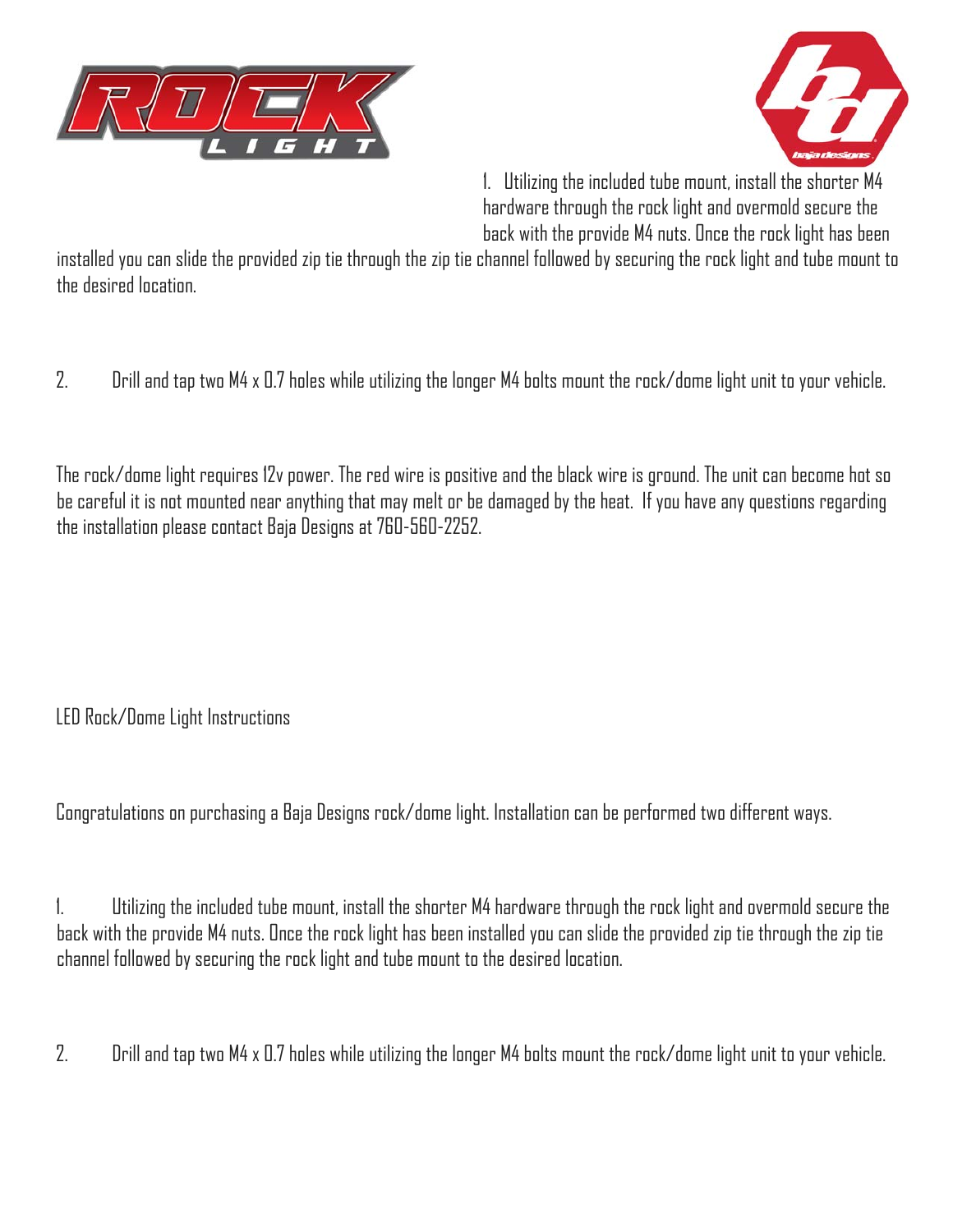1. Utilizing the included tube mount, install the shorter M4 hardware through the rock light and overmold secure the back with the provide M4 nuts. Once the rock light has been installed you can slide the provided zip tie through the zip tie channel followed by securing the rock light and tube mount to the desired location.

2. Drill and tap two M4 x 0.7 holes while utilizing the longer M4 bolts mount the rock/dome light unit to your vehicle.

The rock/dome light requires 12v power. The red wire is positive and the black wire is ground. The unit can become hot so be careful it is not mounted near anything that may melt or be damaged by the heat. If you have any questions regarding the installation please contact Baja Designs at 760-560-2252.

LED Rock/Dome Light Instructions

Congratulations on purchasing a Baja Designs rock/dome light. Installation can be performed two different ways.

1. Utilizing the included tube mount, install the shorter M4 hardware through the rock light and overmold secure the back with the provide M4 nuts. Once the rock light has been installed you can slide the provided zip tie through the zip tie channel followed by securing the rock light and tube mount to the desired location.

2. Drill and tap two M4 x 0.7 holes while utilizing the longer M4 bolts mount the rock/dome light unit to your vehicle.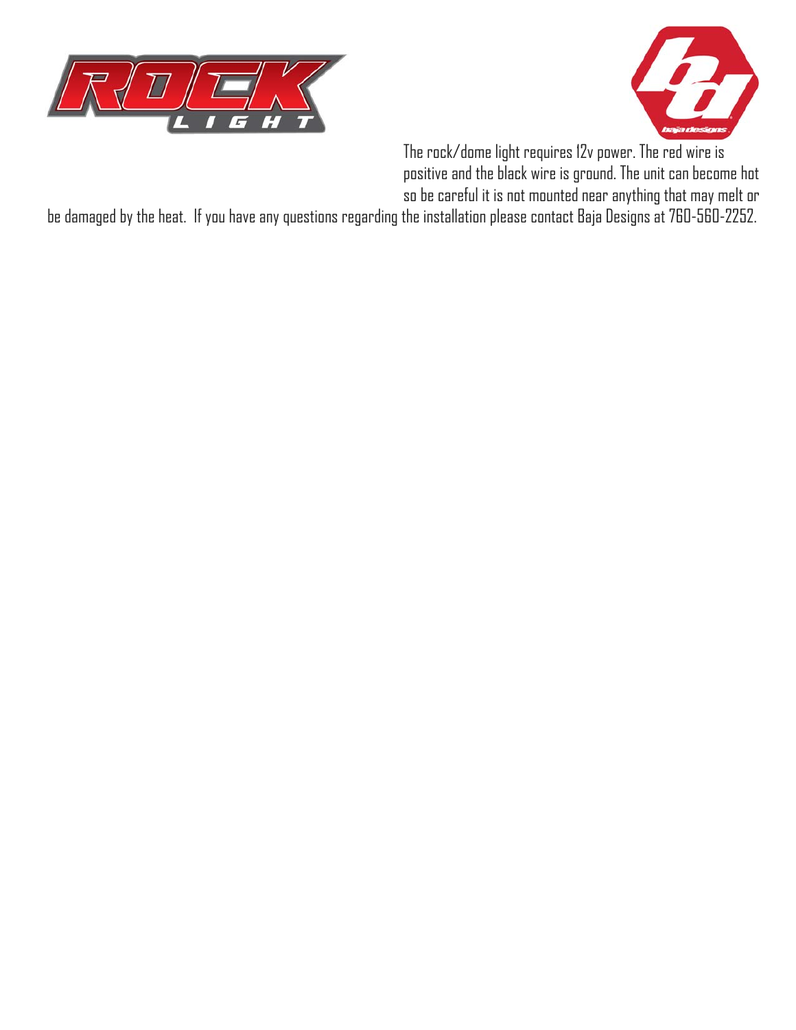The rock/dome light requires 12v power. The red wire is positive and the black wire is ground. The unit can become hot so be careful it is not mounted near anything that may melt or be damaged by the heat. If you have any questions regarding the installation please contact Baja Designs at 760-560-2252.